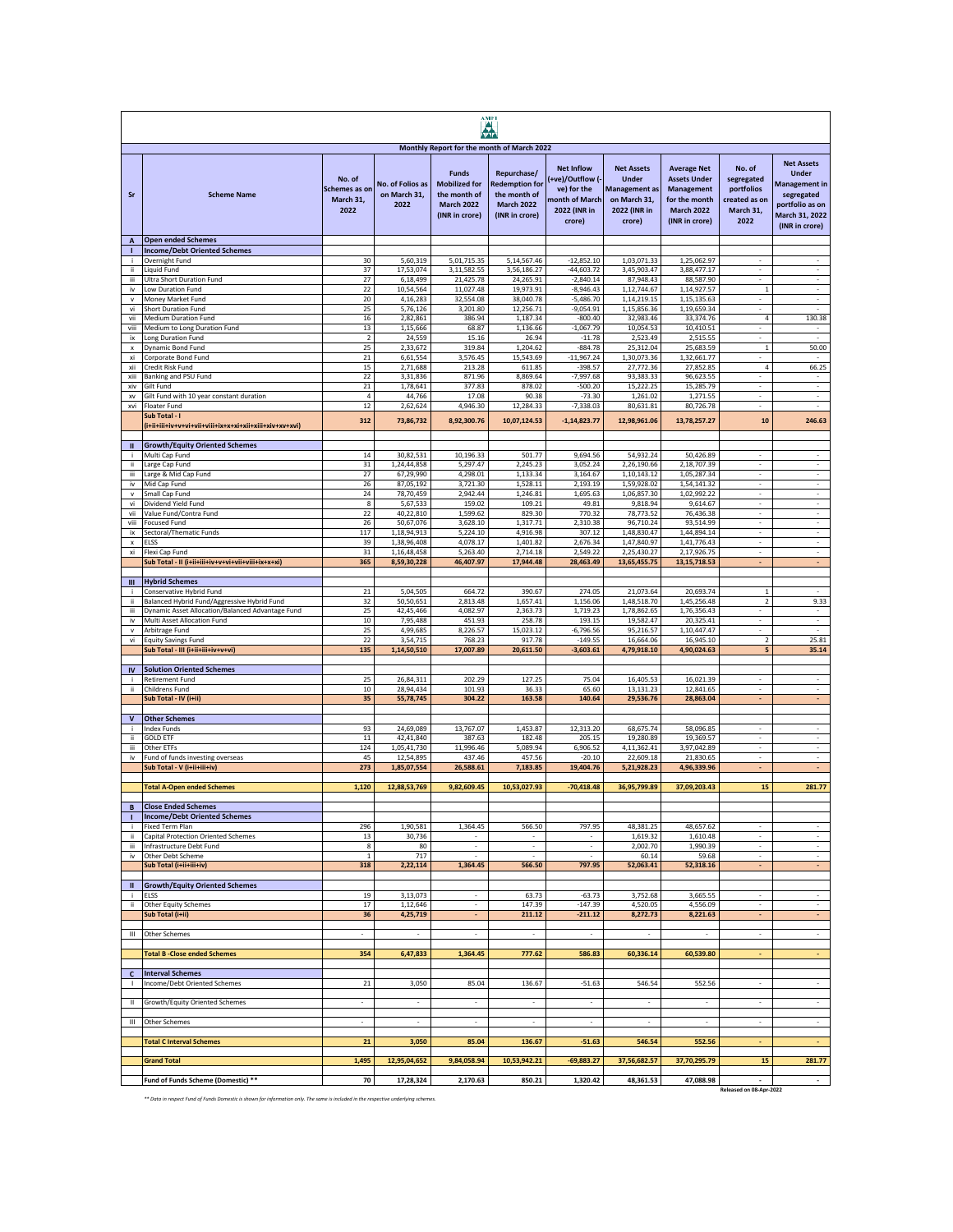AMFI

## Monthly Report for the month of March 2022

| Sr | Scheme Name | No. of Schemes as on March 31, 2022 | No. of Folios as on March 31, 2022 | Funds Mobilized for the month of March 2022 (INR in crore) | Repurchase/ Redemption for the month of March 2022 (INR in crore) | Net Inflow (+ve)/Outflow (-ve) for the month of March 2022 (INR in crore) | Net Assets Under Management as on March 31, 2022 (INR in crore) | Average Net Assets Under Management for the month March 2022 (INR in crore) | No. of segregated portfolios created as on March 31, 2022 | Net Assets Under Management in segregated portfolio as on March 31, 2022 (INR in crore) |
|---|---|---|---|---|---|---|---|---|---|---|
| A | **Open ended Schemes** | | | | | | | | | |
| I | **Income/Debt Oriented Schemes** | | | | | | | | | |
| i | Overnight Fund | 30 | 5,60,319 | 5,01,715.35 | 5,14,567.46 | -12,852.10 | 1,03,071.33 | 1,25,062.97 | - | - |
| ii | Liquid Fund | 37 | 17,53,074 | 3,11,582.55 | 3,56,186.27 | -44,603.72 | 3,45,903.47 | 3,88,477.17 | - | - |
| iii | Ultra Short Duration Fund | 27 | 6,18,499 | 21,425.78 | 24,265.91 | -2,840.14 | 87,948.43 | 88,587.90 | - | - |
| iv | Low Duration Fund | 22 | 10,54,564 | 11,027.48 | 19,973.91 | -8,946.43 | 1,12,744.67 | 1,14,927.57 | 1 | - |
| v | Money Market Fund | 20 | 4,16,283 | 32,554.08 | 38,040.78 | -5,486.70 | 1,14,219.15 | 1,15,135.63 | - | - |
| vi | Short Duration Fund | 25 | 5,76,126 | 3,201.80 | 12,256.71 | -9,054.91 | 1,15,856.36 | 1,19,659.34 | - | - |
| vii | Medium Duration Fund | 16 | 2,82,861 | 386.94 | 1,187.34 | -800.40 | 32,983.46 | 33,374.76 | 4 | 130.38 |
| viii | Medium to Long Duration Fund | 13 | 1,15,666 | 68.87 | 1,136.66 | -1,067.79 | 10,054.53 | 10,410.51 | - | - |
| ix | Long Duration Fund | 2 | 24,559 | 15.16 | 26.94 | -11.78 | 2,523.49 | 2,515.55 | - | - |
| x | Dynamic Bond Fund | 25 | 2,33,672 | 319.84 | 1,204.62 | -884.78 | 25,312.04 | 25,683.59 | 1 | 50.00 |
| xi | Corporate Bond Fund | 21 | 6,61,554 | 3,576.45 | 15,543.69 | -11,967.24 | 1,30,073.36 | 1,32,661.77 | - | - |
| xii | Credit Risk Fund | 15 | 2,71,688 | 213.28 | 611.85 | -398.57 | 27,772.36 | 27,852.85 | 4 | 66.25 |
| xiii | Banking and PSU Fund | 22 | 3,31,836 | 871.96 | 8,869.64 | -7,997.68 | 93,383.33 | 96,623.55 | - | - |
| xiv | Gilt Fund | 21 | 1,78,641 | 377.83 | 878.02 | -500.20 | 15,222.25 | 15,285.79 | - | - |
| xv | Gilt Fund with 10 year constant duration | 4 | 44,766 | 17.08 | 90.38 | -73.30 | 1,261.02 | 1,271.55 | - | - |
| xvi | Floater Fund | 12 | 2,62,624 | 4,946.30 | 12,284.33 | -7,338.03 | 80,631.81 | 80,726.78 | - | - |
| | **Sub Total - I (i+ii+iii+iv+v+vi+vii+viii+ix+x+xi+xii+xiii+xiv+xv+xvi)** | **312** | **73,86,732** | **8,92,300.76** | **10,07,124.53** | **-1,14,823.77** | **12,98,961.06** | **13,78,257.27** | **10** | **246.63** |
| II | **Growth/Equity Oriented Schemes** | | | | | | | | | |
| i | Multi Cap Fund | 14 | 30,82,531 | 10,196.33 | 501.77 | 9,694.56 | 54,932.24 | 50,426.89 | - | - |
| ii | Large Cap Fund | 31 | 1,24,44,858 | 5,297.47 | 2,245.23 | 3,052.24 | 2,26,190.66 | 2,18,707.39 | - | - |
| iii | Large & Mid Cap Fund | 27 | 67,29,990 | 4,298.01 | 1,133.34 | 3,164.67 | 1,10,143.12 | 1,05,287.34 | - | - |
| iv | Mid Cap Fund | 26 | 87,05,192 | 3,721.30 | 1,528.11 | 2,193.19 | 1,59,928.02 | 1,54,141.32 | - | - |
| v | Small Cap Fund | 24 | 78,70,459 | 2,942.44 | 1,246.81 | 1,695.63 | 1,06,857.30 | 1,02,992.22 | - | - |
| vi | Dividend Yield Fund | 8 | 5,67,533 | 159.02 | 109.21 | 49.81 | 9,818.94 | 9,614.67 | - | - |
| vii | Value Fund/Contra Fund | 22 | 40,22,810 | 1,599.62 | 829.30 | 770.32 | 78,773.52 | 76,436.38 | - | - |
| viii | Focused Fund | 26 | 50,67,076 | 3,628.10 | 1,317.71 | 2,310.38 | 96,710.24 | 93,514.99 | - | - |
| ix | Sectoral/Thematic Funds | 117 | 1,18,94,913 | 5,224.10 | 4,916.98 | 307.12 | 1,48,830.47 | 1,44,894.14 | - | - |
| x | ELSS | 39 | 1,38,96,408 | 4,078.17 | 1,401.82 | 2,676.34 | 1,47,840.97 | 1,41,776.43 | - | - |
| xi | Flexi Cap Fund | 31 | 1,16,48,458 | 5,263.40 | 2,714.18 | 2,549.22 | 2,25,430.27 | 2,17,926.75 | - | - |
| | **Sub Total - II (i+ii+iii+iv+v+vi+vii+viii+ix+x+xi)** | **365** | **8,59,30,228** | **46,407.97** | **17,944.48** | **28,463.49** | **13,65,455.75** | **13,15,718.53** | **-** | **-** |
| III | **Hybrid Schemes** | | | | | | | | | |
| i | Conservative Hybrid Fund | 21 | 5,04,505 | 664.72 | 390.67 | 274.05 | 21,073.64 | 20,693.74 | 1 | - |
| ii | Balanced Hybrid Fund/Aggressive Hybrid Fund | 32 | 50,50,651 | 2,813.48 | 1,657.41 | 1,156.06 | 1,48,518.70 | 1,45,256.48 | 2 | 9.33 |
| iii | Dynamic Asset Allocation/Balanced Advantage Fund | 25 | 42,45,466 | 4,082.97 | 2,363.73 | 1,719.23 | 1,78,862.65 | 1,76,356.43 | - | - |
| iv | Multi Asset Allocation Fund | 10 | 7,95,488 | 451.93 | 258.78 | 193.15 | 19,582.47 | 20,325.41 | - | - |
| v | Arbitrage Fund | 25 | 4,99,685 | 8,226.57 | 15,023.12 | -6,796.56 | 95,216.57 | 1,10,447.47 | - | - |
| vi | Equity Savings Fund | 22 | 3,54,715 | 768.23 | 917.78 | -149.55 | 16,664.06 | 16,945.10 | 2 | 25.81 |
| | **Sub Total - III (i+ii+iii+iv+v+vi)** | **135** | **1,14,50,510** | **17,007.89** | **20,611.50** | **-3,603.61** | **4,79,918.10** | **4,90,024.63** | **5** | **35.14** |
| IV | **Solution Oriented Schemes** | | | | | | | | | |
| i | Retirement Fund | 25 | 26,84,311 | 202.29 | 127.25 | 75.04 | 16,405.53 | 16,021.39 | - | - |
| ii | Childrens Fund | 10 | 28,94,434 | 101.93 | 36.33 | 65.60 | 13,131.23 | 12,841.65 | - | - |
| | **Sub Total - IV (i+ii)** | **35** | **55,78,745** | **304.22** | **163.58** | **140.64** | **29,536.76** | **28,863.04** | **-** | **-** |
| V | **Other Schemes** | | | | | | | | | |
| i | Index Funds | 93 | 24,69,089 | 13,767.07 | 1,453.87 | 12,313.20 | 68,675.74 | 58,096.85 | - | - |
| ii | GOLD ETF | 11 | 42,41,840 | 387.63 | 182.48 | 205.15 | 19,280.89 | 19,369.57 | - | - |
| iii | Other ETFs | 124 | 1,05,41,730 | 11,996.46 | 5,089.94 | 6,906.52 | 4,11,362.41 | 3,97,042.89 | - | - |
| iv | Fund of funds investing overseas | 45 | 12,54,895 | 437.46 | 457.56 | -20.10 | 22,609.18 | 21,830.65 | - | - |
| | **Sub Total - V (i+ii+iii+iv)** | **273** | **1,85,07,554** | **26,588.61** | **7,183.85** | **19,404.76** | **5,21,928.23** | **4,96,339.96** | **-** | **-** |
| | **Total A-Open ended Schemes** | **1,120** | **12,88,53,769** | **9,82,609.45** | **10,53,027.93** | **-70,418.48** | **36,95,799.89** | **37,09,203.43** | **15** | **281.77** |
| B | **Close Ended Schemes** | | | | | | | | | |
| I | **Income/Debt Oriented Schemes** | | | | | | | | | |
| i | Fixed Term Plan | 296 | 1,90,581 | 1,364.45 | 566.50 | 797.95 | 48,381.25 | 48,657.62 | - | - |
| ii | Capital Protection Oriented Schemes | 13 | 30,736 | - | - | - | 1,619.32 | 1,610.48 | - | - |
| iii | Infrastructure Debt Fund | 8 | 80 | - | - | - | 2,002.70 | 1,990.39 | - | - |
| iv | Other Debt Scheme | 1 | 717 | - | - | - | 60.14 | 59.68 | - | - |
| | **Sub Total (i+ii+iii+iv)** | **318** | **2,22,114** | **1,364.45** | **566.50** | **797.95** | **52,063.41** | **52,318.16** | **-** | **-** |
| II | **Growth/Equity Oriented Schemes** | | | | | | | | | |
| i | ELSS | 19 | 3,13,073 | - | 63.73 | -63.73 | 3,752.68 | 3,665.55 | - | - |
| ii | Other Equity Schemes | 17 | 1,12,646 | - | 147.39 | -147.39 | 4,520.05 | 4,556.09 | - | - |
| | **Sub Total (i+ii)** | **36** | **4,25,719** | **-** | **211.12** | **-211.12** | **8,272.73** | **8,221.63** | **-** | **-** |
| III | Other Schemes | - | - | - | - | - | - | - | - | - |
| | **Total B -Close ended Schemes** | **354** | **6,47,833** | **1,364.45** | **777.62** | **586.83** | **60,336.14** | **60,539.80** | **-** | **-** |
| C | **Interval Schemes** | | | | | | | | | |
| I | Income/Debt Oriented Schemes | 21 | 3,050 | 85.04 | 136.67 | -51.63 | 546.54 | 552.56 | - | - |
| II | Growth/Equity Oriented Schemes | - | - | - | - | - | - | - | - | - |
| III | Other Schemes | - | - | - | - | - | - | - | - | - |
| | **Total C Interval Schemes** | **21** | **3,050** | **85.04** | **136.67** | **-51.63** | **546.54** | **552.56** | **-** | **-** |
| | **Grand Total** | **1,495** | **12,95,04,652** | **9,84,058.94** | **10,53,942.21** | **-69,883.27** | **37,56,682.57** | **37,70,295.79** | **15** | **281.77** |
| | **Fund of Funds Scheme (Domestic) \*\*** | **70** | **17,28,324** | **2,170.63** | **850.21** | **1,320.42** | **48,361.53** | **47,088.98** | **-** | **-** |

Released on 08-Apr-2022

*\*\* Data in respect Fund of Funds Domestic is shown for information only. The same is included in the respective underlying schemes.*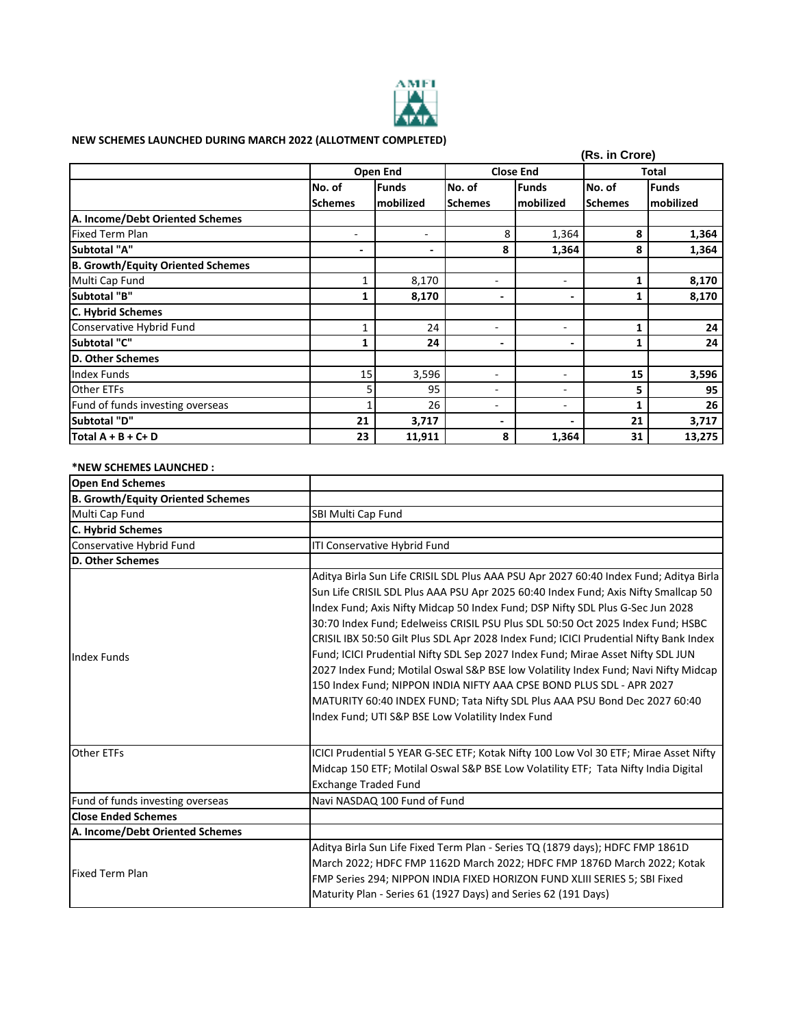## NEW SCHEMES LAUNCHED DURING MARCH 2022 (ALLOTMENT COMPLETED)

(Rs. in Crore)

| | Open End | | Close End | | Total | |
|---|---|---|---|---|---|---|
| | No. of Schemes | Funds mobilized | No. of Schemes | Funds mobilized | No. of Schemes | Funds mobilized |
| **A. Income/Debt Oriented Schemes** | | | | | | |
| Fixed Term Plan | - | - | 8 | 1,364 | **8** | **1,364** |
| **Subtotal "A"** | **-** | **-** | **8** | **1,364** | **8** | **1,364** |
| **B. Growth/Equity Oriented Schemes** | | | | | | |
| Multi Cap Fund | 1 | 8,170 | - | - | **1** | **8,170** |
| **Subtotal "B"** | **1** | **8,170** | **-** | **-** | **1** | **8,170** |
| **C. Hybrid Schemes** | | | | | | |
| Conservative Hybrid Fund | 1 | 24 | - | - | **1** | **24** |
| **Subtotal "C"** | **1** | **24** | **-** | **-** | **1** | **24** |
| **D. Other Schemes** | | | | | | |
| Index Funds | 15 | 3,596 | - | - | **15** | **3,596** |
| Other ETFs | 5 | 95 | - | - | **5** | **95** |
| Fund of funds investing overseas | 1 | 26 | - | - | **1** | **26** |
| **Subtotal "D"** | **21** | **3,717** | **-** | **-** | **21** | **3,717** |
| **Total A + B + C+ D** | **23** | **11,911** | **8** | **1,364** | **31** | **13,275** |

### *NEW SCHEMES LAUNCHED :

| | |
|---|---|
| **Open End Schemes** | |
| **B. Growth/Equity Oriented Schemes** | |
| Multi Cap Fund | SBI Multi Cap Fund |
| **C. Hybrid Schemes** | |
| Conservative Hybrid Fund | ITI Conservative Hybrid Fund |
| **D. Other Schemes** | |
| Index Funds | Aditya Birla Sun Life CRISIL SDL Plus AAA PSU Apr 2027 60:40 Index Fund; Aditya Birla Sun Life CRISIL SDL Plus AAA PSU Apr 2025 60:40 Index Fund; Axis Nifty Smallcap 50 Index Fund; Axis Nifty Midcap 50 Index Fund; DSP Nifty SDL Plus G-Sec Jun 2028 30:70 Index Fund; Edelweiss CRISIL PSU Plus SDL 50:50 Oct 2025 Index Fund; HSBC CRISIL IBX 50:50 Gilt Plus SDL Apr 2028 Index Fund; ICICI Prudential Nifty Bank Index Fund; ICICI Prudential Nifty SDL Sep 2027 Index Fund; Mirae Asset Nifty SDL JUN 2027 Index Fund; Motilal Oswal S&P BSE low Volatility Index Fund; Navi Nifty Midcap 150 Index Fund; NIPPON INDIA NIFTY AAA CPSE BOND PLUS SDL - APR 2027 MATURITY 60:40 INDEX FUND; Tata Nifty SDL Plus AAA PSU Bond Dec 2027 60:40 Index Fund; UTI S&P BSE Low Volatility Index Fund |
| Other ETFs | ICICI Prudential 5 YEAR G-SEC ETF; Kotak Nifty 100 Low Vol 30 ETF; Mirae Asset Nifty Midcap 150 ETF; Motilal Oswal S&P BSE Low Volatility ETF; Tata Nifty India Digital Exchange Traded Fund |
| Fund of funds investing overseas | Navi NASDAQ 100 Fund of Fund |
| **Close Ended Schemes** | |
| **A. Income/Debt Oriented Schemes** | |
| Fixed Term Plan | Aditya Birla Sun Life Fixed Term Plan - Series TQ (1879 days); HDFC FMP 1861D March 2022; HDFC FMP 1162D March 2022; HDFC FMP 1876D March 2022; Kotak FMP Series 294; NIPPON INDIA FIXED HORIZON FUND XLIII SERIES 5; SBI Fixed Maturity Plan - Series 61 (1927 Days) and Series 62 (191 Days) |